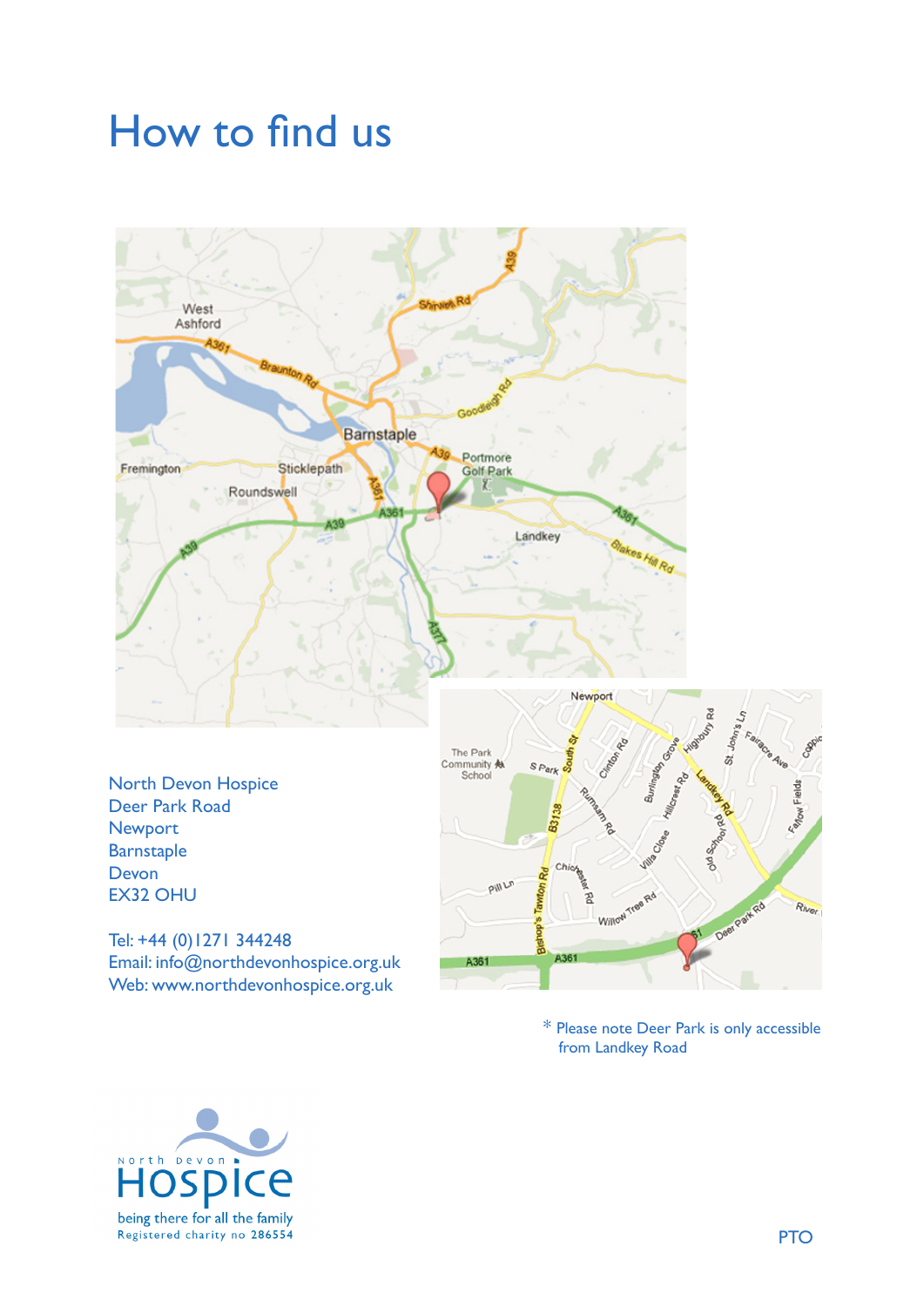# How to find us

North Devon Hospice
Deer Park Road
Newport
Barnstaple
Devon
EX32 OHU

Tel: +44 (0)1271 344248
Email: info@northdevonhospice.org.uk
Web: www.northdevonhospice.org.uk

\* Please note Deer Park is only accessible from Landkey Road

North Devon Hospice
being there for all the family
Registered charity no 286554

PTO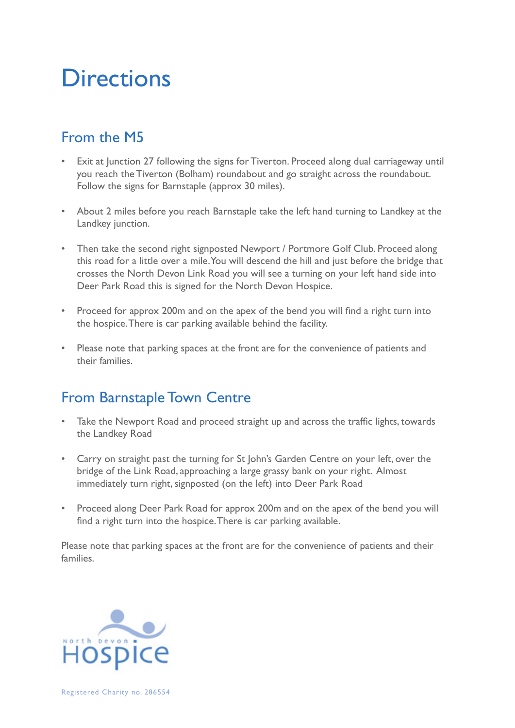# Directions

## From the M5

- Exit at Junction 27 following the signs for Tiverton. Proceed along dual carriageway until you reach the Tiverton (Bolham) roundabout and go straight across the roundabout. Follow the signs for Barnstaple (approx 30 miles).
- About 2 miles before you reach Barnstaple take the left hand turning to Landkey at the Landkey junction.
- Then take the second right signposted Newport / Portmore Golf Club. Proceed along this road for a little over a mile. You will descend the hill and just before the bridge that crosses the North Devon Link Road you will see a turning on your left hand side into Deer Park Road this is signed for the North Devon Hospice.
- Proceed for approx 200m and on the apex of the bend you will find a right turn into the hospice. There is car parking available behind the facility.
- Please note that parking spaces at the front are for the convenience of patients and their families.

## From Barnstaple Town Centre

- Take the Newport Road and proceed straight up and across the traffic lights, towards the Landkey Road
- Carry on straight past the turning for St John's Garden Centre on your left, over the bridge of the Link Road, approaching a large grassy bank on your right. Almost immediately turn right, signposted (on the left) into Deer Park Road
- Proceed along Deer Park Road for approx 200m and on the apex of the bend you will find a right turn into the hospice. There is car parking available.

Please note that parking spaces at the front are for the convenience of patients and their families.

North Devon Hospice

Registered Charity no. 286554